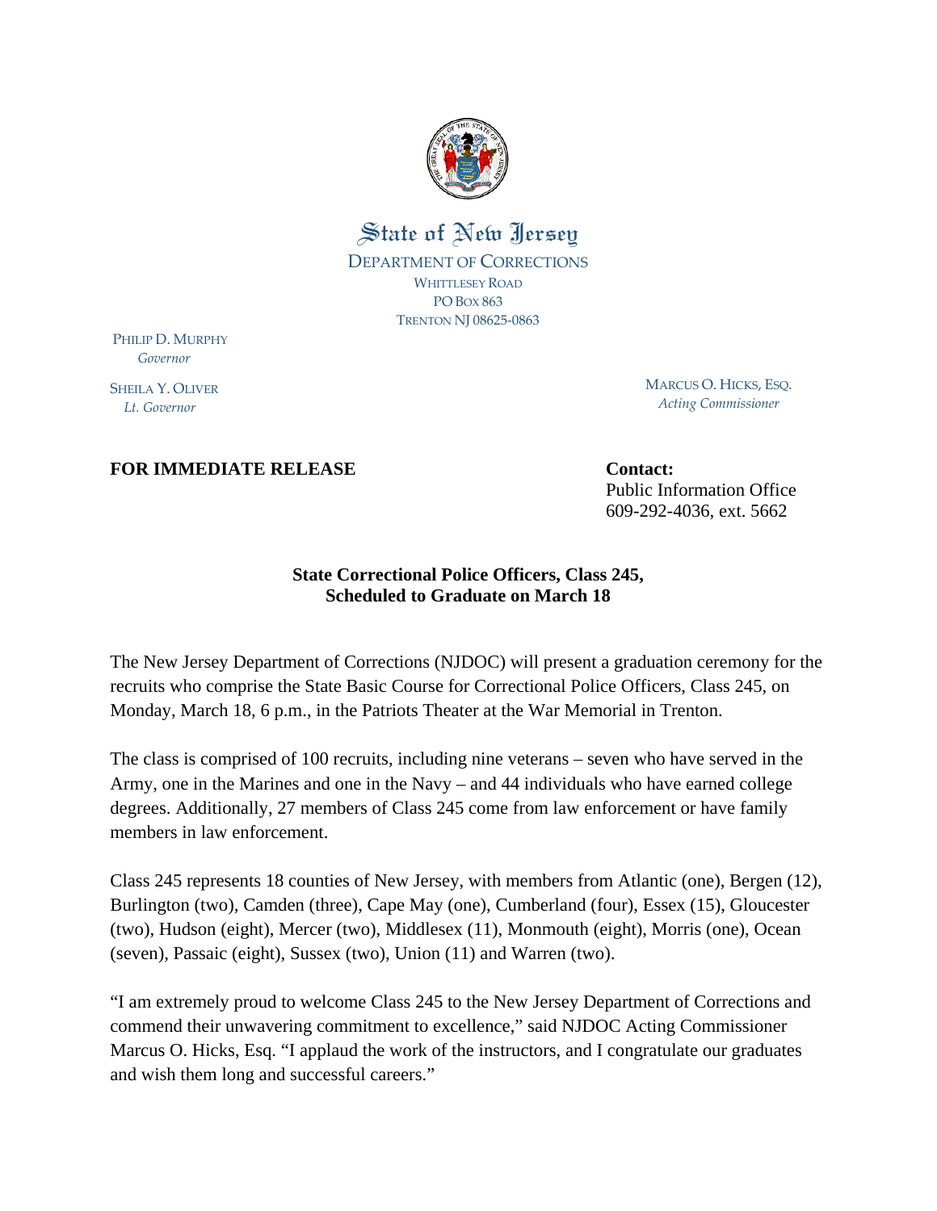State of New Jersey

DEPARTMENT OF CORRECTIONS
WHITTLESEY ROAD
PO BOX 863
TRENTON NJ 08625-0863

PHILIP D. MURPHY
*Governor*

SHEILA Y. OLIVER
*Lt. Governor*

MARCUS O. HICKS, ESQ.
*Acting Commissioner*

**FOR IMMEDIATE RELEASE**

**Contact:**
Public Information Office
609-292-4036, ext. 5662

**State Correctional Police Officers, Class 245, Scheduled to Graduate on March 18**

The New Jersey Department of Corrections (NJDOC) will present a graduation ceremony for the recruits who comprise the State Basic Course for Correctional Police Officers, Class 245, on Monday, March 18, 6 p.m., in the Patriots Theater at the War Memorial in Trenton.

The class is comprised of 100 recruits, including nine veterans – seven who have served in the Army, one in the Marines and one in the Navy – and 44 individuals who have earned college degrees. Additionally, 27 members of Class 245 come from law enforcement or have family members in law enforcement.

Class 245 represents 18 counties of New Jersey, with members from Atlantic (one), Bergen (12), Burlington (two), Camden (three), Cape May (one), Cumberland (four), Essex (15), Gloucester (two), Hudson (eight), Mercer (two), Middlesex (11), Monmouth (eight), Morris (one), Ocean (seven), Passaic (eight), Sussex (two), Union (11) and Warren (two).

"I am extremely proud to welcome Class 245 to the New Jersey Department of Corrections and commend their unwavering commitment to excellence," said NJDOC Acting Commissioner Marcus O. Hicks, Esq. "I applaud the work of the instructors, and I congratulate our graduates and wish them long and successful careers."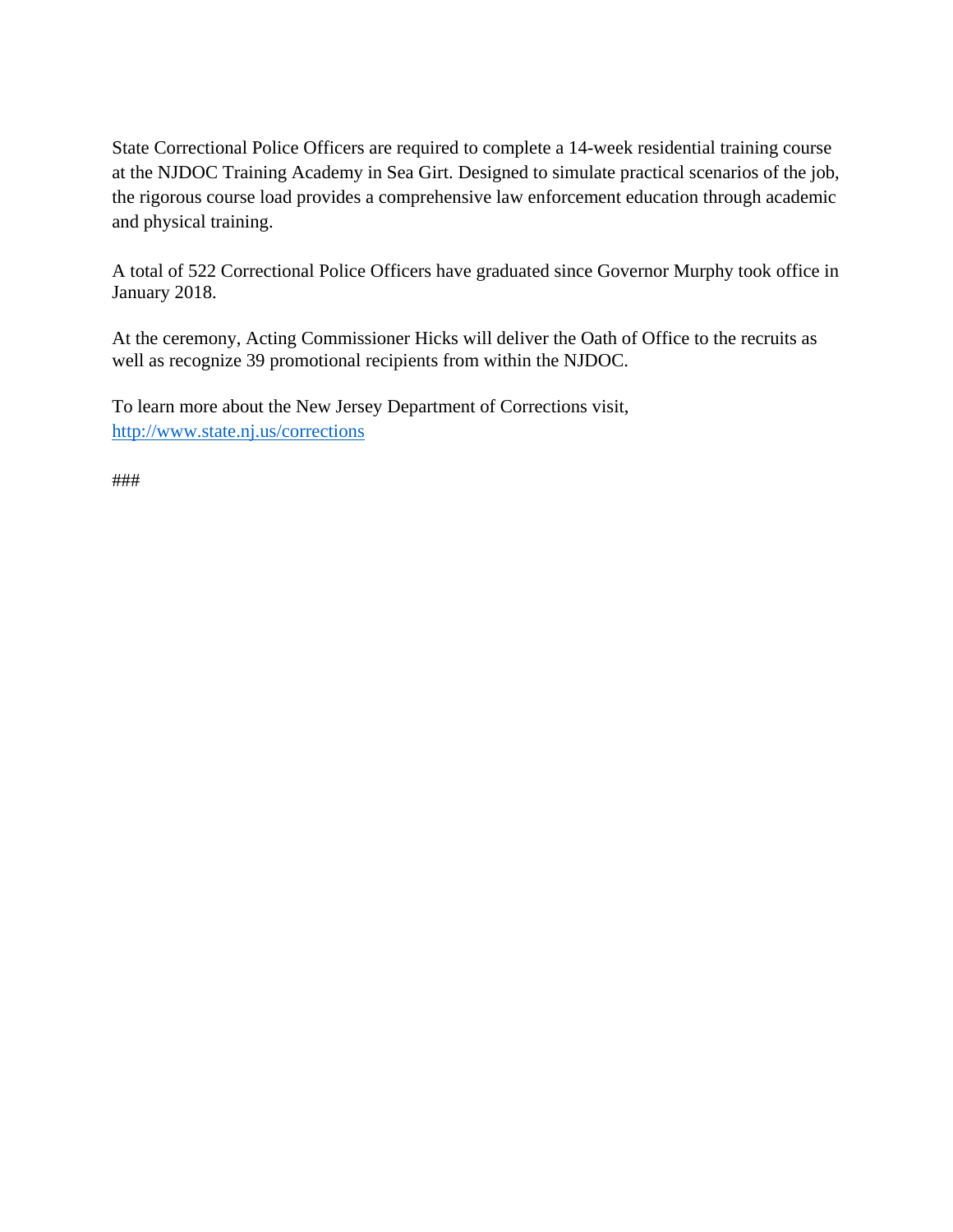State Correctional Police Officers are required to complete a 14-week residential training course at the NJDOC Training Academy in Sea Girt. Designed to simulate practical scenarios of the job, the rigorous course load provides a comprehensive law enforcement education through academic and physical training.

A total of 522 Correctional Police Officers have graduated since Governor Murphy took office in January 2018.

At the ceremony, Acting Commissioner Hicks will deliver the Oath of Office to the recruits as well as recognize 39 promotional recipients from within the NJDOC.

To learn more about the New Jersey Department of Corrections visit, [http://www.state.nj.us/corrections](http://www.state.nj.us/corrections)

###